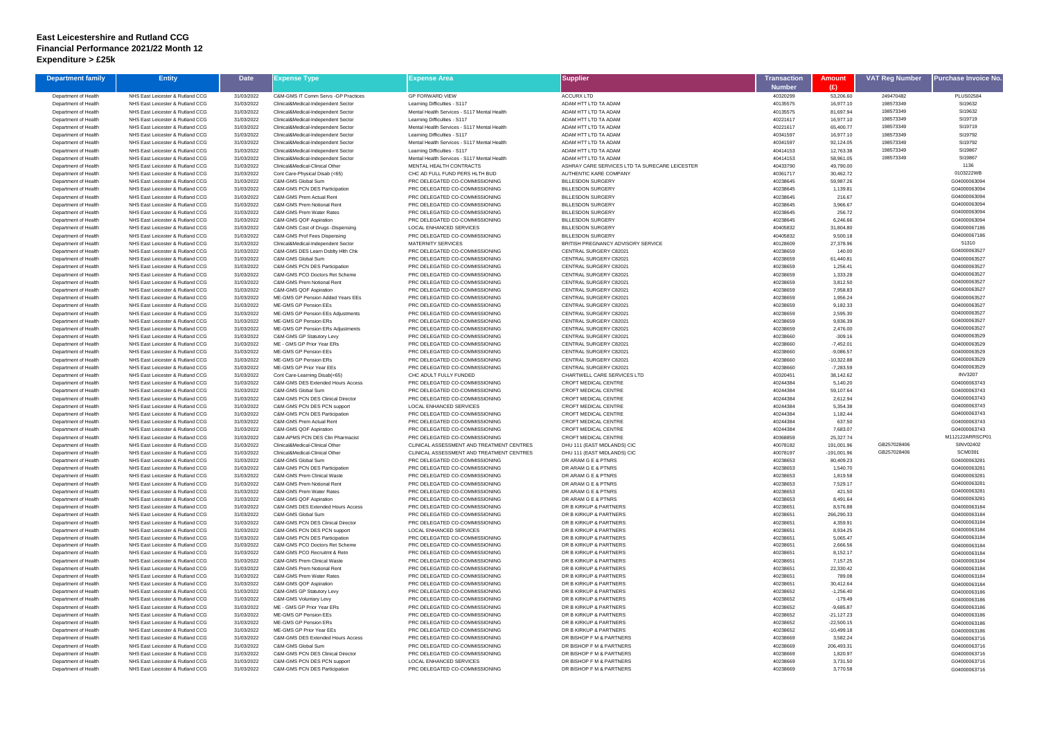# East Leicestershire and Rutland CCG
# Financial Performance 2021/22 Month 12
# Expenditure > £25k

| Department family | Entity | Date | Expense Type | Expense Area | Supplier | Transaction Number | Amount (£) | VAT Reg Number | Purchase Invoice No. |
|---|---|---|---|---|---|---|---|---|---|
| Department of Health | NHS East Leicester & Rutland CCG | 31/03/2022 | C&M-GMS IT Comm Servs -GP Practices | GP FORWARD VIEW | ACCURX LTD | 40320299 | 53,206.60 | 249470482 | PLUS02584 |
| Department of Health | NHS East Leicester & Rutland CCG | 31/03/2022 | Clinical&Medical-Independent Sector | Learning Difficulties - S117 | ADAM HTT LTD TA ADAM | 40135575 | 16,977.10 | 198573349 | SI19632 |
| Department of Health | NHS East Leicester & Rutland CCG | 31/03/2022 | Clinical&Medical-Independent Sector | Mental Health Services - S117 Mental Health | ADAM HTT LTD TA ADAM | 40135575 | 81,697.94 | 198573349 | SI19632 |
| Department of Health | NHS East Leicester & Rutland CCG | 31/03/2022 | Clinical&Medical-Independent Sector | Learning Difficulties - S117 | ADAM HTT LTD TA ADAM | 40221617 | 16,977.10 | 198573349 | SI19719 |
| Department of Health | NHS East Leicester & Rutland CCG | 31/03/2022 | Clinical&Medical-Independent Sector | Mental Health Services - S117 Mental Health | ADAM HTT LTD TA ADAM | 40221617 | 65,400.77 | 198573349 | SI19719 |
| Department of Health | NHS East Leicester & Rutland CCG | 31/03/2022 | Clinical&Medical-Independent Sector | Learning Difficulties - S117 | ADAM HTT LTD TA ADAM | 40341597 | 16,977.10 | 198573349 | SI19792 |
| Department of Health | NHS East Leicester & Rutland CCG | 31/03/2022 | Clinical&Medical-Independent Sector | Mental Health Services - S117 Mental Health | ADAM HTT LTD TA ADAM | 40341597 | 92,124.05 | 198573349 | SI19792 |
| Department of Health | NHS East Leicester & Rutland CCG | 31/03/2022 | Clinical&Medical-Independent Sector | Learning Difficulties - S117 | ADAM HTT LTD TA ADAM | 40414153 | 12,763.38 | 198573349 | SI19867 |
| Department of Health | NHS East Leicester & Rutland CCG | 31/03/2022 | Clinical&Medical-Independent Sector | Mental Health Services - S117 Mental Health | ADAM HTT LTD TA ADAM | 40414153 | 88,591.05 | 198573349 | SI19867 |
| Department of Health | NHS East Leicester & Rutland CCG | 31/03/2022 | Clinical&Medical-Clinical Other | MENTAL HEALTH CONTRACTS | ASHRAY CARE SERVICES LTD TA SURECARE LEICESTER | 40433790 | 49,790.00 | | 1136 |
| Department of Health | NHS East Leicester & Rutland CCG | 31/03/2022 | Cont Care-Physical Disab (<65) | CHC AD FULL FUND PERS HLTH BUD | AUTHENTIC KARE COMPANY | 40361717 | 30,462.72 | | 0103222WB |
| Department of Health | NHS East Leicester & Rutland CCG | 31/03/2022 | C&M-GMS Global Sum | PRC DELEGATED CO-COMMISSIONING | BILLESDON SURGERY | 40238645 | 59,987.26 | | G04000063094 |
| Department of Health | NHS East Leicester & Rutland CCG | 31/03/2022 | C&M-GMS PCN DES Participation | PRC DELEGATED CO-COMMISSIONING | BILLESDON SURGERY | 40238645 | 1,139.81 | | G04000063094 |
| Department of Health | NHS East Leicester & Rutland CCG | 31/03/2022 | C&M-GMS Prem Actual Rent | PRC DELEGATED CO-COMMISSIONING | BILLESDON SURGERY | 40238645 | 216.67 | | G04000063094 |
| Department of Health | NHS East Leicester & Rutland CCG | 31/03/2022 | C&M-GMS Prem Notional Rent | PRC DELEGATED CO-COMMISSIONING | BILLESDON SURGERY | 40238645 | 3,966.67 | | G04000063094 |
| Department of Health | NHS East Leicester & Rutland CCG | 31/03/2022 | C&M-GMS Prem Water Rates | PRC DELEGATED CO-COMMISSIONING | BILLESDON SURGERY | 40238645 | 256.72 | | G04000063094 |
| Department of Health | NHS East Leicester & Rutland CCG | 31/03/2022 | C&M-GMS QOF Aspiration | PRC DELEGATED CO-COMMISSIONING | BILLESDON SURGERY | 40238645 | 6,246.66 | | G04000063094 |
| Department of Health | NHS East Leicester & Rutland CCG | 31/03/2022 | C&M-GMS Cost of Drugs -Dispensing | LOCAL ENHANCED SERVICES | BILLESDON SURGERY | 40405832 | 31,804.80 | | G04000067186 |
| Department of Health | NHS East Leicester & Rutland CCG | 31/03/2022 | C&M-GMS Prof Fees Dispensing | PRC DELEGATED CO-COMMISSIONING | BILLESDON SURGERY | 40405832 | 9,500.18 | | G04000067186 |
| Department of Health | NHS East Leicester & Rutland CCG | 31/03/2022 | Clinical&Medical-Independent Sector | MATERNITY SERVICES | BRITISH PREGNANCY ADVISORY SERVICE | 40128609 | 27,378.96 | | 51310 |
| Department of Health | NHS East Leicester & Rutland CCG | 31/03/2022 | C&M-GMS DES Learn Dsblty Hlth Chk | PRC DELEGATED CO-COMMISSIONING | CENTRAL SURGERY C82021 | 40238659 | 140.00 | | G04000063527 |
| Department of Health | NHS East Leicester & Rutland CCG | 31/03/2022 | C&M-GMS Global Sum | PRC DELEGATED CO-COMMISSIONING | CENTRAL SURGERY C82021 | 40238659 | 61,440.81 | | G04000063527 |
| Department of Health | NHS East Leicester & Rutland CCG | 31/03/2022 | C&M-GMS PCN DES Participation | PRC DELEGATED CO-COMMISSIONING | CENTRAL SURGERY C82021 | 40238659 | 1,256.41 | | G04000063527 |
| Department of Health | NHS East Leicester & Rutland CCG | 31/03/2022 | C&M-GMS PCO Doctors Ret Scheme | PRC DELEGATED CO-COMMISSIONING | CENTRAL SURGERY C82021 | 40238659 | 1,333.28 | | G04000063527 |
| Department of Health | NHS East Leicester & Rutland CCG | 31/03/2022 | C&M-GMS Prem Notional Rent | PRC DELEGATED CO-COMMISSIONING | CENTRAL SURGERY C82021 | 40238659 | 3,812.50 | | G04000063527 |
| Department of Health | NHS East Leicester & Rutland CCG | 31/03/2022 | C&M-GMS QOF Aspiration | PRC DELEGATED CO-COMMISSIONING | CENTRAL SURGERY C82021 | 40238659 | 7,958.83 | | G04000063527 |
| Department of Health | NHS East Leicester & Rutland CCG | 31/03/2022 | ME-GMS GP Pension Added Years EEs | PRC DELEGATED CO-COMMISSIONING | CENTRAL SURGERY C82021 | 40238659 | 1,956.24 | | G04000063527 |
| Department of Health | NHS East Leicester & Rutland CCG | 31/03/2022 | ME-GMS GP Pension EEs | PRC DELEGATED CO-COMMISSIONING | CENTRAL SURGERY C82021 | 40238659 | 9,182.33 | | G04000063527 |
| Department of Health | NHS East Leicester & Rutland CCG | 31/03/2022 | ME-GMS GP Pension EEs Adjustments | PRC DELEGATED CO-COMMISSIONING | CENTRAL SURGERY C82021 | 40238659 | 2,595.30 | | G04000063527 |
| Department of Health | NHS East Leicester & Rutland CCG | 31/03/2022 | ME-GMS GP Pension ERs | PRC DELEGATED CO-COMMISSIONING | CENTRAL SURGERY C82021 | 40238659 | 9,836.39 | | G04000063527 |
| Department of Health | NHS East Leicester & Rutland CCG | 31/03/2022 | ME-GMS GP Pension ERs Adjustments | PRC DELEGATED CO-COMMISSIONING | CENTRAL SURGERY C82021 | 40238659 | 2,476.00 | | G04000063527 |
| Department of Health | NHS East Leicester & Rutland CCG | 31/03/2022 | C&M-GMS GP Statutory Levy | PRC DELEGATED CO-COMMISSIONING | CENTRAL SURGERY C82021 | 40238660 | -309.16 | | G04000063529 |
| Department of Health | NHS East Leicester & Rutland CCG | 31/03/2022 | ME - GMS GP Prior Year ERs | PRC DELEGATED CO-COMMISSIONING | CENTRAL SURGERY C82021 | 40238660 | -7,452.01 | | G04000063529 |
| Department of Health | NHS East Leicester & Rutland CCG | 31/03/2022 | ME-GMS GP Pension EEs | PRC DELEGATED CO-COMMISSIONING | CENTRAL SURGERY C82021 | 40238660 | -9,086.57 | | G04000063529 |
| Department of Health | NHS East Leicester & Rutland CCG | 31/03/2022 | ME-GMS GP Pension ERs | PRC DELEGATED CO-COMMISSIONING | CENTRAL SURGERY C82021 | 40238660 | -10,322.88 | | G04000063529 |
| Department of Health | NHS East Leicester & Rutland CCG | 31/03/2022 | ME-GMS GP Prior Year EEs | PRC DELEGATED CO-COMMISSIONING | CENTRAL SURGERY C82021 | 40238660 | -7,283.59 | | G04000063529 |
| Department of Health | NHS East Leicester & Rutland CCG | 31/03/2022 | Cont Care-Learning Disab(<65) | CHC ADULT FULLY FUNDED | CHARTWELL CARE SERVICES LTD | 40320451 | 38,142.62 | | INV3207 |
| Department of Health | NHS East Leicester & Rutland CCG | 31/03/2022 | C&M-GMS DES Extended Hours Access | PRC DELEGATED CO-COMMISSIONING | CROFT MEDICAL CENTRE | 40244384 | 5,140.20 | | G04000063743 |
| Department of Health | NHS East Leicester & Rutland CCG | 31/03/2022 | C&M-GMS Global Sum | PRC DELEGATED CO-COMMISSIONING | CROFT MEDICAL CENTRE | 40244384 | 59,107.64 | | G04000063743 |
| Department of Health | NHS East Leicester & Rutland CCG | 31/03/2022 | C&M-GMS PCN DES Clinical Director | PRC DELEGATED CO-COMMISSIONING | CROFT MEDICAL CENTRE | 40244384 | 2,612.94 | | G04000063743 |
| Department of Health | NHS East Leicester & Rutland CCG | 31/03/2022 | C&M-GMS PCN DES PCN support | LOCAL ENHANCED SERVICES | CROFT MEDICAL CENTRE | 40244384 | 5,354.38 | | G04000063743 |
| Department of Health | NHS East Leicester & Rutland CCG | 31/03/2022 | C&M-GMS PCN DES Participation | PRC DELEGATED CO-COMMISSIONING | CROFT MEDICAL CENTRE | 40244384 | 1,182.44 | | G04000063743 |
| Department of Health | NHS East Leicester & Rutland CCG | 31/03/2022 | C&M-GMS Prem Actual Rent | PRC DELEGATED CO-COMMISSIONING | CROFT MEDICAL CENTRE | 40244384 | 637.50 | | G04000063743 |
| Department of Health | NHS East Leicester & Rutland CCG | 31/03/2022 | C&M-GMS QOF Aspiration | PRC DELEGATED CO-COMMISSIONING | CROFT MEDICAL CENTRE | 40244384 | 7,683.07 | | G04000063743 |
| Department of Health | NHS East Leicester & Rutland CCG | 31/03/2022 | C&M-APMS PCN DES Clin Pharmacist | PRC DELEGATED CO-COMMISSIONING | CROFT MEDICAL CENTRE | 40368859 | 25,327.74 | | M112122ARRSCP01 |
| Department of Health | NHS East Leicester & Rutland CCG | 31/03/2022 | Clinical&Medical-Clinical Other | CLINICAL ASSESSMENT AND TREATMENT CENTRES | DHU 111 (EAST MIDLANDS) CIC | 40078182 | 191,001.96 | GB257028406 | SINV02402 |
| Department of Health | NHS East Leicester & Rutland CCG | 31/03/2022 | Clinical&Medical-Clinical Other | CLINICAL ASSESSMENT AND TREATMENT CENTRES | DHU 111 (EAST MIDLANDS) CIC | 40078197 | -191,001.96 | GB257028406 | SCM0391 |
| Department of Health | NHS East Leicester & Rutland CCG | 31/03/2022 | C&M-GMS Global Sum | PRC DELEGATED CO-COMMISSIONING | DR ARAM G E & PTNRS | 40238653 | 80,409.23 | | G04000063281 |
| Department of Health | NHS East Leicester & Rutland CCG | 31/03/2022 | C&M-GMS PCN DES Participation | PRC DELEGATED CO-COMMISSIONING | DR ARAM G E & PTNRS | 40238653 | 1,540.70 | | G04000063281 |
| Department of Health | NHS East Leicester & Rutland CCG | 31/03/2022 | C&M-GMS Prem Clinical Waste | PRC DELEGATED CO-COMMISSIONING | DR ARAM G E & PTNRS | 40238653 | 1,819.58 | | G04000063281 |
| Department of Health | NHS East Leicester & Rutland CCG | 31/03/2022 | C&M-GMS Prem Notional Rent | PRC DELEGATED CO-COMMISSIONING | DR ARAM G E & PTNRS | 40238653 | 7,529.17 | | G04000063281 |
| Department of Health | NHS East Leicester & Rutland CCG | 31/03/2022 | C&M-GMS Prem Water Rates | PRC DELEGATED CO-COMMISSIONING | DR ARAM G E & PTNRS | 40238653 | 421.50 | | G04000063281 |
| Department of Health | NHS East Leicester & Rutland CCG | 31/03/2022 | C&M-GMS QOF Aspiration | PRC DELEGATED CO-COMMISSIONING | DR ARAM G E & PTNRS | 40238653 | 8,491.64 | | G04000063281 |
| Department of Health | NHS East Leicester & Rutland CCG | 31/03/2022 | C&M-GMS DES Extended Hours Access | PRC DELEGATED CO-COMMISSIONING | DR B KIRKUP & PARTNERS | 40238651 | 8,576.88 | | G04000063184 |
| Department of Health | NHS East Leicester & Rutland CCG | 31/03/2022 | C&M-GMS Global Sum | PRC DELEGATED CO-COMMISSIONING | DR B KIRKUP & PARTNERS | 40238651 | 266,290.33 | | G04000063184 |
| Department of Health | NHS East Leicester & Rutland CCG | 31/03/2022 | C&M-GMS PCN DES Clinical Director | PRC DELEGATED CO-COMMISSIONING | DR B KIRKUP & PARTNERS | 40238651 | 4,359.91 | | G04000063184 |
| Department of Health | NHS East Leicester & Rutland CCG | 31/03/2022 | C&M-GMS PCN DES PCN support | LOCAL ENHANCED SERVICES | DR B KIRKUP & PARTNERS | 40238651 | 8,934.25 | | G04000063184 |
| Department of Health | NHS East Leicester & Rutland CCG | 31/03/2022 | C&M-GMS PCN DES Participation | PRC DELEGATED CO-COMMISSIONING | DR B KIRKUP & PARTNERS | 40238651 | 5,065.47 | | G04000063184 |
| Department of Health | NHS East Leicester & Rutland CCG | 31/03/2022 | C&M-GMS PCO Doctors Ret Scheme | PRC DELEGATED CO-COMMISSIONING | DR B KIRKUP & PARTNERS | 40238651 | 2,666.56 | | G04000063184 |
| Department of Health | NHS East Leicester & Rutland CCG | 31/03/2022 | C&M-GMS PCO Recruitmt & Retn | PRC DELEGATED CO-COMMISSIONING | DR B KIRKUP & PARTNERS | 40238651 | 8,152.17 | | G04000063184 |
| Department of Health | NHS East Leicester & Rutland CCG | 31/03/2022 | C&M-GMS Prem Clinical Waste | PRC DELEGATED CO-COMMISSIONING | DR B KIRKUP & PARTNERS | 40238651 | 7,157.25 | | G04000063184 |
| Department of Health | NHS East Leicester & Rutland CCG | 31/03/2022 | C&M-GMS Prem Notional Rent | PRC DELEGATED CO-COMMISSIONING | DR B KIRKUP & PARTNERS | 40238651 | 22,330.42 | | G04000063184 |
| Department of Health | NHS East Leicester & Rutland CCG | 31/03/2022 | C&M-GMS Prem Water Rates | PRC DELEGATED CO-COMMISSIONING | DR B KIRKUP & PARTNERS | 40238651 | 789.08 | | G04000063184 |
| Department of Health | NHS East Leicester & Rutland CCG | 31/03/2022 | C&M-GMS QOF Aspiration | PRC DELEGATED CO-COMMISSIONING | DR B KIRKUP & PARTNERS | 40238651 | 30,412.64 | | G04000063184 |
| Department of Health | NHS East Leicester & Rutland CCG | 31/03/2022 | C&M-GMS GP Statutory Levy | PRC DELEGATED CO-COMMISSIONING | DR B KIRKUP & PARTNERS | 40238652 | -1,256.40 | | G04000063186 |
| Department of Health | NHS East Leicester & Rutland CCG | 31/03/2022 | C&M-GMS Voluntary Levy | PRC DELEGATED CO-COMMISSIONING | DR B KIRKUP & PARTNERS | 40238652 | -179.49 | | G04000063186 |
| Department of Health | NHS East Leicester & Rutland CCG | 31/03/2022 | ME - GMS GP Prior Year ERs | PRC DELEGATED CO-COMMISSIONING | DR B KIRKUP & PARTNERS | 40238652 | -9,685.87 | | G04000063186 |
| Department of Health | NHS East Leicester & Rutland CCG | 31/03/2022 | ME-GMS GP Pension EEs | PRC DELEGATED CO-COMMISSIONING | DR B KIRKUP & PARTNERS | 40238652 | -21,127.23 | | G04000063186 |
| Department of Health | NHS East Leicester & Rutland CCG | 31/03/2022 | ME-GMS GP Pension ERs | PRC DELEGATED CO-COMMISSIONING | DR B KIRKUP & PARTNERS | 40238652 | -22,500.15 | | G04000063186 |
| Department of Health | NHS East Leicester & Rutland CCG | 31/03/2022 | ME-GMS GP Prior Year EEs | PRC DELEGATED CO-COMMISSIONING | DR B KIRKUP & PARTNERS | 40238652 | -10,499.18 | | G04000063186 |
| Department of Health | NHS East Leicester & Rutland CCG | 31/03/2022 | C&M-GMS DES Extended Hours Access | PRC DELEGATED CO-COMMISSIONING | DR BISHOP F M & PARTNERS | 40238669 | 3,582.24 | | G04000063716 |
| Department of Health | NHS East Leicester & Rutland CCG | 31/03/2022 | C&M-GMS Global Sum | PRC DELEGATED CO-COMMISSIONING | DR BISHOP F M & PARTNERS | 40238669 | 206,493.31 | | G04000063716 |
| Department of Health | NHS East Leicester & Rutland CCG | 31/03/2022 | C&M-GMS PCN DES Clinical Director | PRC DELEGATED CO-COMMISSIONING | DR BISHOP F M & PARTNERS | 40238669 | 1,820.97 | | G04000063716 |
| Department of Health | NHS East Leicester & Rutland CCG | 31/03/2022 | C&M-GMS PCN DES PCN support | LOCAL ENHANCED SERVICES | DR BISHOP F M & PARTNERS | 40238669 | 3,731.50 | | G04000063716 |
| Department of Health | NHS East Leicester & Rutland CCG | 31/03/2022 | C&M-GMS PCN DES Participation | PRC DELEGATED CO-COMMISSIONING | DR BISHOP F M & PARTNERS | 40238669 | 3,770.58 | | G04000063716 |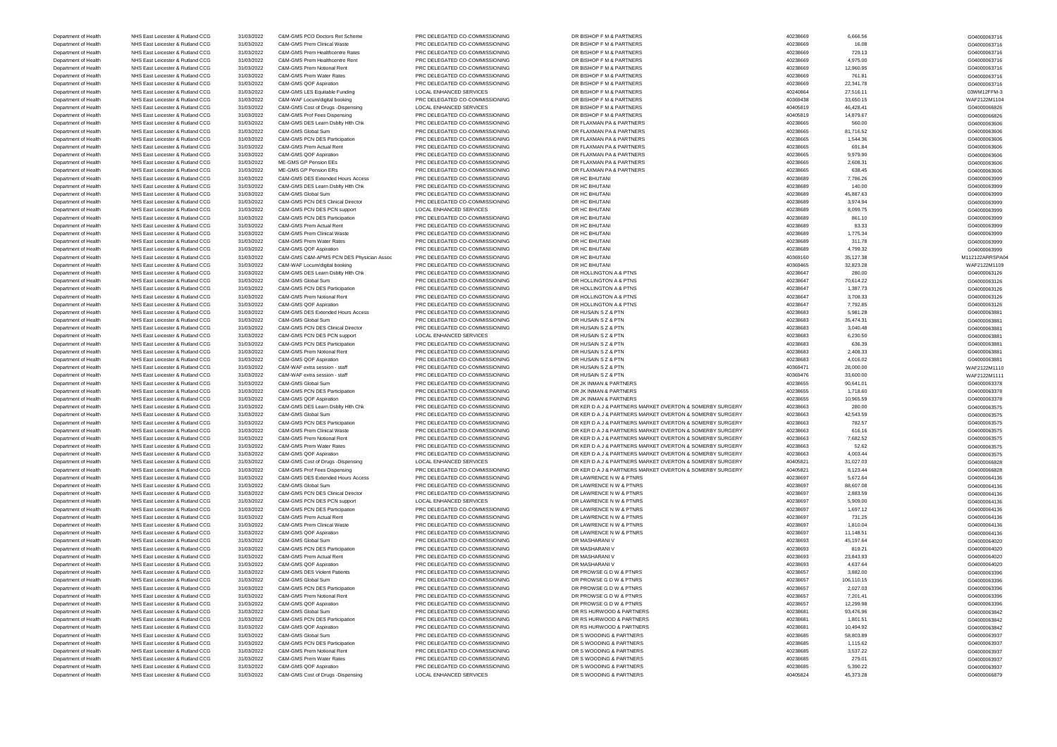| | | | | | | | | |
|---|---|---|---|---|---|---|---|---|
| Department of Health | NHS East Leicester & Rutland CCG | 31/03/2022 | C&M-GMS PCO Doctors Ret Scheme | PRC DELEGATED CO-COMMISSIONING | DR BISHOP F M & PARTNERS | 40238669 | 6,666.56 | G04000063716 |
| Department of Health | NHS East Leicester & Rutland CCG | 31/03/2022 | C&M-GMS Prem Clinical Waste | PRC DELEGATED CO-COMMISSIONING | DR BISHOP F M & PARTNERS | 40238669 | 16.08 | G04000063716 |
| Department of Health | NHS East Leicester & Rutland CCG | 31/03/2022 | C&M-GMS Prem Healthcentre Rates | PRC DELEGATED CO-COMMISSIONING | DR BISHOP F M & PARTNERS | 40238669 | 729.13 | G04000063716 |
| Department of Health | NHS East Leicester & Rutland CCG | 31/03/2022 | C&M-GMS Prem Healthcentre Rent | PRC DELEGATED CO-COMMISSIONING | DR BISHOP F M & PARTNERS | 40238669 | 4,975.00 | G04000063716 |
| Department of Health | NHS East Leicester & Rutland CCG | 31/03/2022 | C&M-GMS Prem Notional Rent | PRC DELEGATED CO-COMMISSIONING | DR BISHOP F M & PARTNERS | 40238669 | 12,960.95 | G04000063716 |
| Department of Health | NHS East Leicester & Rutland CCG | 31/03/2022 | C&M-GMS Prem Water Rates | PRC DELEGATED CO-COMMISSIONING | DR BISHOP F M & PARTNERS | 40238669 | 761.81 | G04000063716 |
| Department of Health | NHS East Leicester & Rutland CCG | 31/03/2022 | C&M-GMS QOF Aspiration | PRC DELEGATED CO-COMMISSIONING | DR BISHOP F M & PARTNERS | 40238669 | 22,341.78 | G04000063716 |
| Department of Health | NHS East Leicester & Rutland CCG | 31/03/2022 | C&M-GMS LES Equitable Funding | LOCAL ENHANCED SERVICES | DR BISHOP F M & PARTNERS | 40240864 | 27,516.11 | 03WM12FFM-3 |
| Department of Health | NHS East Leicester & Rutland CCG | 31/03/2022 | C&M-WAF Locum/digital booking | PRC DELEGATED CO-COMMISSIONING | DR BISHOP F M & PARTNERS | 40369438 | 33,650.15 | WAF2122M1104 |
| Department of Health | NHS East Leicester & Rutland CCG | 31/03/2022 | C&M-GMS Cost of Drugs -Dispensing | LOCAL ENHANCED SERVICES | DR BISHOP F M & PARTNERS | 40405819 | 46,428.41 | G04000066826 |
| Department of Health | NHS East Leicester & Rutland CCG | 31/03/2022 | C&M-GMS Prof Fees Dispensing | PRC DELEGATED CO-COMMISSIONING | DR BISHOP F M & PARTNERS | 40405819 | 14,879.67 | G04000066826 |
| Department of Health | NHS East Leicester & Rutland CCG | 31/03/2022 | C&M-GMS DES Learn Dsblty Hlth Chk | PRC DELEGATED CO-COMMISSIONING | DR FLAXMAN PA & PARTNERS | 40238665 | 560.00 | G04000063606 |
| Department of Health | NHS East Leicester & Rutland CCG | 31/03/2022 | C&M-GMS Global Sum | PRC DELEGATED CO-COMMISSIONING | DR FLAXMAN PA & PARTNERS | 40238665 | 81,716.52 | G04000063606 |
| Department of Health | NHS East Leicester & Rutland CCG | 31/03/2022 | C&M-GMS PCN DES Participation | PRC DELEGATED CO-COMMISSIONING | DR FLAXMAN PA & PARTNERS | 40238665 | 1,544.36 | G04000063606 |
| Department of Health | NHS East Leicester & Rutland CCG | 31/03/2022 | C&M-GMS Prem Actual Rent | PRC DELEGATED CO-COMMISSIONING | DR FLAXMAN PA & PARTNERS | 40238665 | 691.84 | G04000063606 |
| Department of Health | NHS East Leicester & Rutland CCG | 31/03/2022 | C&M-GMS QOF Aspiration | PRC DELEGATED CO-COMMISSIONING | DR FLAXMAN PA & PARTNERS | 40238665 | 9,979.90 | G04000063606 |
| Department of Health | NHS East Leicester & Rutland CCG | 31/03/2022 | ME-GMS GP Pension EEs | PRC DELEGATED CO-COMMISSIONING | DR FLAXMAN PA & PARTNERS | 40238665 | 2,608.31 | G04000063606 |
| Department of Health | NHS East Leicester & Rutland CCG | 31/03/2022 | ME-GMS GP Pension ERs | PRC DELEGATED CO-COMMISSIONING | DR FLAXMAN PA & PARTNERS | 40238665 | 638.45 | G04000063606 |
| Department of Health | NHS East Leicester & Rutland CCG | 31/03/2022 | C&M-GMS DES Extended Hours Access | PRC DELEGATED CO-COMMISSIONING | DR HC BHUTANI | 40238689 | 7,786.26 | G04000063999 |
| Department of Health | NHS East Leicester & Rutland CCG | 31/03/2022 | C&M-GMS DES Learn Dsblty Hlth Chk | PRC DELEGATED CO-COMMISSIONING | DR HC BHUTANI | 40238689 | 140.00 | G04000063999 |
| Department of Health | NHS East Leicester & Rutland CCG | 31/03/2022 | C&M-GMS Global Sum | PRC DELEGATED CO-COMMISSIONING | DR HC BHUTANI | 40238689 | 45,887.63 | G04000063999 |
| Department of Health | NHS East Leicester & Rutland CCG | 31/03/2022 | C&M-GMS PCN DES Clinical Director | PRC DELEGATED CO-COMMISSIONING | DR HC BHUTANI | 40238689 | 3,974.94 | G04000063999 |
| Department of Health | NHS East Leicester & Rutland CCG | 31/03/2022 | C&M-GMS PCN DES PCN support | LOCAL ENHANCED SERVICES | DR HC BHUTANI | 40238689 | 8,099.75 | G04000063999 |
| Department of Health | NHS East Leicester & Rutland CCG | 31/03/2022 | C&M-GMS PCN DES Participation | PRC DELEGATED CO-COMMISSIONING | DR HC BHUTANI | 40238689 | 861.10 | G04000063999 |
| Department of Health | NHS East Leicester & Rutland CCG | 31/03/2022 | C&M-GMS Prem Actual Rent | PRC DELEGATED CO-COMMISSIONING | DR HC BHUTANI | 40238689 | 83.33 | G04000063999 |
| Department of Health | NHS East Leicester & Rutland CCG | 31/03/2022 | C&M-GMS Prem Clinical Waste | PRC DELEGATED CO-COMMISSIONING | DR HC BHUTANI | 40238689 | 1,775.34 | G04000063999 |
| Department of Health | NHS East Leicester & Rutland CCG | 31/03/2022 | C&M-GMS Prem Water Rates | PRC DELEGATED CO-COMMISSIONING | DR HC BHUTANI | 40238689 | 311.78 | G04000063999 |
| Department of Health | NHS East Leicester & Rutland CCG | 31/03/2022 | C&M-GMS QOF Aspiration | PRC DELEGATED CO-COMMISSIONING | DR HC BHUTANI | 40238689 | 4,799.32 | G04000063999 |
| Department of Health | NHS East Leicester & Rutland CCG | 31/03/2022 | C&M-GMS C&M-APMS PCN DES Physician Assoc | PRC DELEGATED CO-COMMISSIONING | DR HC BHUTANI | 40369160 | 35,127.38 | M112122ARRSPA04 |
| Department of Health | NHS East Leicester & Rutland CCG | 31/03/2022 | C&M-WAF Locum/digital booking | PRC DELEGATED CO-COMMISSIONING | DR HC BHUTANI | 40369465 | 32,823.28 | WAF2122M1109 |
| Department of Health | NHS East Leicester & Rutland CCG | 31/03/2022 | C&M-GMS DES Learn Dsblty Hlth Chk | PRC DELEGATED CO-COMMISSIONING | DR HOLLINGTON A & PTNS | 40238647 | 280.00 | G04000063126 |
| Department of Health | NHS East Leicester & Rutland CCG | 31/03/2022 | C&M-GMS Global Sum | PRC DELEGATED CO-COMMISSIONING | DR HOLLINGTON A & PTNS | 40238647 | 70,614.22 | G04000063126 |
| Department of Health | NHS East Leicester & Rutland CCG | 31/03/2022 | C&M-GMS PCN DES Participation | PRC DELEGATED CO-COMMISSIONING | DR HOLLINGTON A & PTNS | 40238647 | 1,387.73 | G04000063126 |
| Department of Health | NHS East Leicester & Rutland CCG | 31/03/2022 | C&M-GMS Prem Notional Rent | PRC DELEGATED CO-COMMISSIONING | DR HOLLINGTON A & PTNS | 40238647 | 3,708.33 | G04000063126 |
| Department of Health | NHS East Leicester & Rutland CCG | 31/03/2022 | C&M-GMS QOF Aspiration | PRC DELEGATED CO-COMMISSIONING | DR HOLLINGTON A & PTNS | 40238647 | 7,792.85 | G04000063126 |
| Department of Health | NHS East Leicester & Rutland CCG | 31/03/2022 | C&M-GMS DES Extended Hours Access | PRC DELEGATED CO-COMMISSIONING | DR HUSAIN S Z & PTN | 40238683 | 5,981.28 | G04000063881 |
| Department of Health | NHS East Leicester & Rutland CCG | 31/03/2022 | C&M-GMS Global Sum | PRC DELEGATED CO-COMMISSIONING | DR HUSAIN S Z & PTN | 40238683 | 35,474.31 | G04000063881 |
| Department of Health | NHS East Leicester & Rutland CCG | 31/03/2022 | C&M-GMS PCN DES Clinical Director | PRC DELEGATED CO-COMMISSIONING | DR HUSAIN S Z & PTN | 40238683 | 3,040.48 | G04000063881 |
| Department of Health | NHS East Leicester & Rutland CCG | 31/03/2022 | C&M-GMS PCN DES PCN support | LOCAL ENHANCED SERVICES | DR HUSAIN S Z & PTN | 40238683 | 6,230.50 | G04000063881 |
| Department of Health | NHS East Leicester & Rutland CCG | 31/03/2022 | C&M-GMS PCN DES Participation | PRC DELEGATED CO-COMMISSIONING | DR HUSAIN S Z & PTN | 40238683 | 636.39 | G04000063881 |
| Department of Health | NHS East Leicester & Rutland CCG | 31/03/2022 | C&M-GMS Prem Notional Rent | PRC DELEGATED CO-COMMISSIONING | DR HUSAIN S Z & PTN | 40238683 | 2,408.33 | G04000063881 |
| Department of Health | NHS East Leicester & Rutland CCG | 31/03/2022 | C&M-GMS QOF Aspiration | PRC DELEGATED CO-COMMISSIONING | DR HUSAIN S Z & PTN | 40238683 | 4,016.02 | G04000063881 |
| Department of Health | NHS East Leicester & Rutland CCG | 31/03/2022 | C&M-WAF extra session - staff | PRC DELEGATED CO-COMMISSIONING | DR HUSAIN S Z & PTN | 40369471 | 28,000.00 | WAF2122M1110 |
| Department of Health | NHS East Leicester & Rutland CCG | 31/03/2022 | C&M-WAF extra session - staff | PRC DELEGATED CO-COMMISSIONING | DR HUSAIN S Z & PTN | 40369476 | 33,600.00 | WAF2122M1111 |
| Department of Health | NHS East Leicester & Rutland CCG | 31/03/2022 | C&M-GMS Global Sum | PRC DELEGATED CO-COMMISSIONING | DR JK INMAN & PARTNERS | 40238655 | 90,641.01 | G04000063378 |
| Department of Health | NHS East Leicester & Rutland CCG | 31/03/2022 | C&M-GMS PCN DES Participation | PRC DELEGATED CO-COMMISSIONING | DR JK INMAN & PARTNERS | 40238655 | 1,718.60 | G04000063378 |
| Department of Health | NHS East Leicester & Rutland CCG | 31/03/2022 | C&M-GMS QOF Aspiration | PRC DELEGATED CO-COMMISSIONING | DR JK INMAN & PARTNERS | 40238655 | 10,965.59 | G04000063378 |
| Department of Health | NHS East Leicester & Rutland CCG | 31/03/2022 | C&M-GMS DES Learn Dsblty Hlth Chk | PRC DELEGATED CO-COMMISSIONING | DR KER D A J & PARTNERS MARKET OVERTON & SOMERBY SURGERY | 40238663 | 280.00 | G04000063575 |
| Department of Health | NHS East Leicester & Rutland CCG | 31/03/2022 | C&M-GMS Global Sum | PRC DELEGATED CO-COMMISSIONING | DR KER D A J & PARTNERS MARKET OVERTON & SOMERBY SURGERY | 40238663 | 42,543.59 | G04000063575 |
| Department of Health | NHS East Leicester & Rutland CCG | 31/03/2022 | C&M-GMS PCN DES Participation | PRC DELEGATED CO-COMMISSIONING | DR KER D A J & PARTNERS MARKET OVERTON & SOMERBY SURGERY | 40238663 | 782.57 | G04000063575 |
| Department of Health | NHS East Leicester & Rutland CCG | 31/03/2022 | C&M-GMS Prem Clinical Waste | PRC DELEGATED CO-COMMISSIONING | DR KER D A J & PARTNERS MARKET OVERTON & SOMERBY SURGERY | 40238663 | 616.16 | G04000063575 |
| Department of Health | NHS East Leicester & Rutland CCG | 31/03/2022 | C&M-GMS Prem Notional Rent | PRC DELEGATED CO-COMMISSIONING | DR KER D A J & PARTNERS MARKET OVERTON & SOMERBY SURGERY | 40238663 | 7,682.52 | G04000063575 |
| Department of Health | NHS East Leicester & Rutland CCG | 31/03/2022 | C&M-GMS Prem Water Rates | PRC DELEGATED CO-COMMISSIONING | DR KER D A J & PARTNERS MARKET OVERTON & SOMERBY SURGERY | 40238663 | 52.62 | G04000063575 |
| Department of Health | NHS East Leicester & Rutland CCG | 31/03/2022 | C&M-GMS QOF Aspiration | PRC DELEGATED CO-COMMISSIONING | DR KER D A J & PARTNERS MARKET OVERTON & SOMERBY SURGERY | 40238663 | 4,003.44 | G04000063575 |
| Department of Health | NHS East Leicester & Rutland CCG | 31/03/2022 | C&M-GMS Cost of Drugs -Dispensing | LOCAL ENHANCED SERVICES | DR KER D A J & PARTNERS MARKET OVERTON & SOMERBY SURGERY | 40405821 | 31,027.03 | G04000066828 |
| Department of Health | NHS East Leicester & Rutland CCG | 31/03/2022 | C&M-GMS Prof Fees Dispensing | PRC DELEGATED CO-COMMISSIONING | DR KER D A J & PARTNERS MARKET OVERTON & SOMERBY SURGERY | 40405821 | 8,123.44 | G04000066828 |
| Department of Health | NHS East Leicester & Rutland CCG | 31/03/2022 | C&M-GMS DES Extended Hours Access | PRC DELEGATED CO-COMMISSIONING | DR LAWRENCE N W & PTNRS | 40238697 | 5,672.64 | G04000064136 |
| Department of Health | NHS East Leicester & Rutland CCG | 31/03/2022 | C&M-GMS Global Sum | PRC DELEGATED CO-COMMISSIONING | DR LAWRENCE N W & PTNRS | 40238697 | 88,607.08 | G04000064136 |
| Department of Health | NHS East Leicester & Rutland CCG | 31/03/2022 | C&M-GMS PCN DES Clinical Director | PRC DELEGATED CO-COMMISSIONING | DR LAWRENCE N W & PTNRS | 40238697 | 2,883.59 | G04000064136 |
| Department of Health | NHS East Leicester & Rutland CCG | 31/03/2022 | C&M-GMS PCN DES PCN support | LOCAL ENHANCED SERVICES | DR LAWRENCE N W & PTNRS | 40238697 | 5,909.00 | G04000064136 |
| Department of Health | NHS East Leicester & Rutland CCG | 31/03/2022 | C&M-GMS PCN DES Participation | PRC DELEGATED CO-COMMISSIONING | DR LAWRENCE N W & PTNRS | 40238697 | 1,697.12 | G04000064136 |
| Department of Health | NHS East Leicester & Rutland CCG | 31/03/2022 | C&M-GMS Prem Actual Rent | PRC DELEGATED CO-COMMISSIONING | DR LAWRENCE N W & PTNRS | 40238697 | 731.25 | G04000064136 |
| Department of Health | NHS East Leicester & Rutland CCG | 31/03/2022 | C&M-GMS Prem Clinical Waste | PRC DELEGATED CO-COMMISSIONING | DR LAWRENCE N W & PTNRS | 40238697 | 1,810.04 | G04000064136 |
| Department of Health | NHS East Leicester & Rutland CCG | 31/03/2022 | C&M-GMS QOF Aspiration | PRC DELEGATED CO-COMMISSIONING | DR LAWRENCE N W & PTNRS | 40238697 | 11,148.51 | G04000064136 |
| Department of Health | NHS East Leicester & Rutland CCG | 31/03/2022 | C&M-GMS Global Sum | PRC DELEGATED CO-COMMISSIONING | DR MASHARANI V | 40238693 | 45,197.64 | G04000064020 |
| Department of Health | NHS East Leicester & Rutland CCG | 31/03/2022 | C&M-GMS PCN DES Participation | PRC DELEGATED CO-COMMISSIONING | DR MASHARANI V | 40238693 | 819.21 | G04000064020 |
| Department of Health | NHS East Leicester & Rutland CCG | 31/03/2022 | C&M-GMS Prem Actual Rent | PRC DELEGATED CO-COMMISSIONING | DR MASHARANI V | 40238693 | 23,843.93 | G04000064020 |
| Department of Health | NHS East Leicester & Rutland CCG | 31/03/2022 | C&M-GMS QOF Aspiration | PRC DELEGATED CO-COMMISSIONING | DR MASHARANI V | 40238693 | 4,637.64 | G04000064020 |
| Department of Health | NHS East Leicester & Rutland CCG | 31/03/2022 | C&M-GMS DES Violent Patients | PRC DELEGATED CO-COMMISSIONING | DR PROWSE G D W & PTNRS | 40238657 | 3,882.00 | G04000063396 |
| Department of Health | NHS East Leicester & Rutland CCG | 31/03/2022 | C&M-GMS Global Sum | PRC DELEGATED CO-COMMISSIONING | DR PROWSE G D W & PTNRS | 40238657 | 106,110.15 | G04000063396 |
| Department of Health | NHS East Leicester & Rutland CCG | 31/03/2022 | C&M-GMS PCN DES Participation | PRC DELEGATED CO-COMMISSIONING | DR PROWSE G D W & PTNRS | 40238657 | 2,027.03 | G04000063396 |
| Department of Health | NHS East Leicester & Rutland CCG | 31/03/2022 | C&M-GMS Prem Notional Rent | PRC DELEGATED CO-COMMISSIONING | DR PROWSE G D W & PTNRS | 40238657 | 7,201.41 | G04000063396 |
| Department of Health | NHS East Leicester & Rutland CCG | 31/03/2022 | C&M-GMS QOF Aspiration | PRC DELEGATED CO-COMMISSIONING | DR PROWSE G D W & PTNRS | 40238657 | 12,299.98 | G04000063396 |
| Department of Health | NHS East Leicester & Rutland CCG | 31/03/2022 | C&M-GMS Global Sum | PRC DELEGATED CO-COMMISSIONING | DR RS HURWOOD & PARTNERS | 40238681 | 93,476.96 | G04000063842 |
| Department of Health | NHS East Leicester & Rutland CCG | 31/03/2022 | C&M-GMS PCN DES Participation | PRC DELEGATED CO-COMMISSIONING | DR RS HURWOOD & PARTNERS | 40238681 | 1,801.51 | G04000063842 |
| Department of Health | NHS East Leicester & Rutland CCG | 31/03/2022 | C&M-GMS QOF Aspiration | PRC DELEGATED CO-COMMISSIONING | DR RS HURWOOD & PARTNERS | 40238681 | 10,494.92 | G04000063842 |
| Department of Health | NHS East Leicester & Rutland CCG | 31/03/2022 | C&M-GMS Global Sum | PRC DELEGATED CO-COMMISSIONING | DR S WOODING & PARTNERS | 40238685 | 58,803.89 | G04000063937 |
| Department of Health | NHS East Leicester & Rutland CCG | 31/03/2022 | C&M-GMS PCN DES Participation | PRC DELEGATED CO-COMMISSIONING | DR S WOODING & PARTNERS | 40238685 | 1,115.62 | G04000063937 |
| Department of Health | NHS East Leicester & Rutland CCG | 31/03/2022 | C&M-GMS Prem Notional Rent | PRC DELEGATED CO-COMMISSIONING | DR S WOODING & PARTNERS | 40238685 | 3,537.22 | G04000063937 |
| Department of Health | NHS East Leicester & Rutland CCG | 31/03/2022 | C&M-GMS Prem Water Rates | PRC DELEGATED CO-COMMISSIONING | DR S WOODING & PARTNERS | 40238685 | 279.01 | G04000063937 |
| Department of Health | NHS East Leicester & Rutland CCG | 31/03/2022 | C&M-GMS QOF Aspiration | PRC DELEGATED CO-COMMISSIONING | DR S WOODING & PARTNERS | 40238685 | 5,390.22 | G04000063937 |
| Department of Health | NHS East Leicester & Rutland CCG | 31/03/2022 | C&M-GMS Cost of Drugs -Dispensing | LOCAL ENHANCED SERVICES | DR S WOODING & PARTNERS | 40405824 | 45,373.28 | G04000066879 |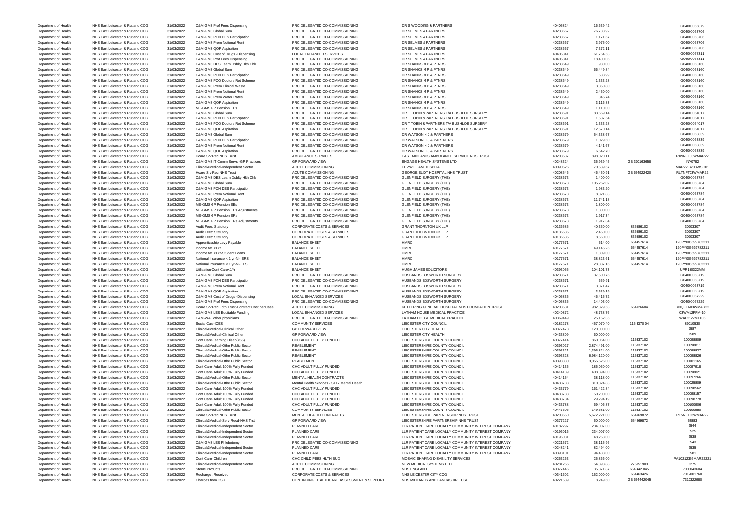| | | | | | | | | | |
|---|---|---|---|---|---|---|---|---|---|
| Department of Health | NHS East Leicester & Rutland CCG | 31/03/2022 | C&M-GMS Prof Fees Dispensing | PRC DELEGATED CO-COMMISSIONING | DR S WOODING & PARTNERS | 40405824 | 16,639.42 | | G04000066879 |
| Department of Health | NHS East Leicester & Rutland CCG | 31/03/2022 | C&M-GMS Global Sum | PRC DELEGATED CO-COMMISSIONING | DR SELMES & PARTNERS | 40238667 | 76,733.92 | | G04000063706 |
| Department of Health | NHS East Leicester & Rutland CCG | 31/03/2022 | C&M-GMS PCN DES Participation | PRC DELEGATED CO-COMMISSIONING | DR SELMES & PARTNERS | 40238667 | 1,171.67 | | G04000063706 |
| Department of Health | NHS East Leicester & Rutland CCG | 31/03/2022 | C&M-GMS Prem Notional Rent | PRC DELEGATED CO-COMMISSIONING | DR SELMES & PARTNERS | 40238667 | 3,975.00 | | G04000063706 |
| Department of Health | NHS East Leicester & Rutland CCG | 31/03/2022 | C&M-GMS QOF Aspiration | PRC DELEGATED CO-COMMISSIONING | DR SELMES & PARTNERS | 40238667 | 7,372.11 | | G04000063706 |
| Department of Health | NHS East Leicester & Rutland CCG | 31/03/2022 | C&M-GMS Cost of Drugs -Dispensing | LOCAL ENHANCED SERVICES | DR SELMES & PARTNERS | 40405841 | 61,764.53 | | G04000067311 |
| Department of Health | NHS East Leicester & Rutland CCG | 31/03/2022 | C&M-GMS Prof Fees Dispensing | PRC DELEGATED CO-COMMISSIONING | DR SELMES & PARTNERS | 40405841 | 18,400.06 | | G04000067311 |
| Department of Health | NHS East Leicester & Rutland CCG | 31/03/2022 | C&M-GMS DES Learn Dsblty Hlth Chk | PRC DELEGATED CO-COMMISSIONING | DR SHANKS M P & PTNRS | 40238649 | 980.00 | | G04000063160 |
| Department of Health | NHS East Leicester & Rutland CCG | 31/03/2022 | C&M-GMS Global Sum | PRC DELEGATED CO-COMMISSIONING | DR SHANKS M P & PTNRS | 40238649 | 66,449.84 | | G04000063160 |
| Department of Health | NHS East Leicester & Rutland CCG | 31/03/2022 | C&M-GMS PCN DES Participation | PRC DELEGATED CO-COMMISSIONING | DR SHANKS M P & PTNRS | 40238649 | 538.99 | | G04000063160 |
| Department of Health | NHS East Leicester & Rutland CCG | 31/03/2022 | C&M-GMS PCO Doctors Ret Scheme | PRC DELEGATED CO-COMMISSIONING | DR SHANKS M P & PTNRS | 40238649 | 1,333.28 | | G04000063160 |
| Department of Health | NHS East Leicester & Rutland CCG | 31/03/2022 | C&M-GMS Prem Clinical Waste | PRC DELEGATED CO-COMMISSIONING | DR SHANKS M P & PTNRS | 40238649 | 3,850.80 | | G04000063160 |
| Department of Health | NHS East Leicester & Rutland CCG | 31/03/2022 | C&M-GMS Prem Notional Rent | PRC DELEGATED CO-COMMISSIONING | DR SHANKS M P & PTNRS | 40238649 | 2,450.00 | | G04000063160 |
| Department of Health | NHS East Leicester & Rutland CCG | 31/03/2022 | C&M-GMS Prem Water Rates | PRC DELEGATED CO-COMMISSIONING | DR SHANKS M P & PTNRS | 40238649 | 345.74 | | G04000063160 |
| Department of Health | NHS East Leicester & Rutland CCG | 31/03/2022 | C&M-GMS QOF Aspiration | PRC DELEGATED CO-COMMISSIONING | DR SHANKS M P & PTNRS | 40238649 | 3,116.83 | | G04000063160 |
| Department of Health | NHS East Leicester & Rutland CCG | 31/03/2022 | ME-GMS GP Pension EEs | PRC DELEGATED CO-COMMISSIONING | DR SHANKS M P & PTNRS | 40238649 | 1,110.00 | | G04000063160 |
| Department of Health | NHS East Leicester & Rutland CCG | 31/03/2022 | C&M-GMS Global Sum | PRC DELEGATED CO-COMMISSIONING | DR T TOBIN & PARTNERS T/A BUSHLOE SURGERY | 40238691 | 83,669.14 | | G04000064017 |
| Department of Health | NHS East Leicester & Rutland CCG | 31/03/2022 | C&M-GMS PCN DES Participation | PRC DELEGATED CO-COMMISSIONING | DR T TOBIN & PARTNERS T/A BUSHLOE SURGERY | 40238691 | 1,587.54 | | G04000064017 |
| Department of Health | NHS East Leicester & Rutland CCG | 31/03/2022 | C&M-GMS PCO Doctors Ret Scheme | PRC DELEGATED CO-COMMISSIONING | DR T TOBIN & PARTNERS T/A BUSHLOE SURGERY | 40238691 | 1,333.28 | | G04000064017 |
| Department of Health | NHS East Leicester & Rutland CCG | 31/03/2022 | C&M-GMS QOF Aspiration | PRC DELEGATED CO-COMMISSIONING | DR T TOBIN & PARTNERS T/A BUSHLOE SURGERY | 40238691 | 12,570.14 | | G04000064017 |
| Department of Health | NHS East Leicester & Rutland CCG | 31/03/2022 | C&M-GMS Global Sum | PRC DELEGATED CO-COMMISSIONING | DR WATSON H J & PARTNERS | 40238679 | 54,338.67 | | G04000063839 |
| Department of Health | NHS East Leicester & Rutland CCG | 31/03/2022 | C&M-GMS PCN DES Participation | PRC DELEGATED CO-COMMISSIONING | DR WATSON H J & PARTNERS | 40238679 | 1,029.60 | | G04000063839 |
| Department of Health | NHS East Leicester & Rutland CCG | 31/03/2022 | C&M-GMS Prem Notional Rent | PRC DELEGATED CO-COMMISSIONING | DR WATSON H J & PARTNERS | 40238679 | 4,141.67 | | G04000063839 |
| Department of Health | NHS East Leicester & Rutland CCG | 31/03/2022 | C&M-GMS QOF Aspiration | PRC DELEGATED CO-COMMISSIONING | DR WATSON H J & PARTNERS | 40238679 | 6,542.70 | | G04000063839 |
| Department of Health | NHS East Leicester & Rutland CCG | 31/03/2022 | Hcare Srv Rec NHS Trust | AMBULANCE SERVICES | EAST MIDLANDS AMBULANCE SERVICE NHS TRUST | 40208537 | 898,020.11 | | RX9NFT03WMAR22 |
| Department of Health | NHS East Leicester & Rutland CCG | 31/03/2022 | C&M-GMS IT Comm Servs -GP Practices | GP FORWARD VIEW | ENGAGE HEALTH SYSTEMS LTD | 40248324 | 35,939.45 | GB 310163658 | INV0782 |
| Department of Health | NHS East Leicester & Rutland CCG | 31/03/2022 | Clinical&Medical-Independent Sector | ACUTE COMMISSIONING | FITZWILLIAM HOSPITAL | 40090526 | 70,589.67 | | MAR22PW03WSC01 |
| Department of Health | NHS East Leicester & Rutland CCG | 31/03/2022 | Hcare Srv Rec NHS Trust | ACUTE COMMISSIONING | GEORGE ELIOT HOSPITAL NHS TRUST | 40208546 | 46,450.91 | GB 654922420 | RLTNFT03WMAR22 |
| Department of Health | NHS East Leicester & Rutland CCG | 31/03/2022 | C&M-GMS DES Learn Dsblty Hlth Chk | PRC DELEGATED CO-COMMISSIONING | GLENFIELD SURGERY (THE) | 40238673 | 1,400.00 | | G04000063784 |
| Department of Health | NHS East Leicester & Rutland CCG | 31/03/2022 | C&M-GMS Global Sum | PRC DELEGATED CO-COMMISSIONING | GLENFIELD SURGERY (THE) | 40238673 | 105,262.02 | | G04000063784 |
| Department of Health | NHS East Leicester & Rutland CCG | 31/03/2022 | C&M-GMS PCN DES Participation | PRC DELEGATED CO-COMMISSIONING | GLENFIELD SURGERY (THE) | 40238673 | 1,983.20 | | G04000063784 |
| Department of Health | NHS East Leicester & Rutland CCG | 31/03/2022 | C&M-GMS Prem Notional Rent | PRC DELEGATED CO-COMMISSIONING | GLENFIELD SURGERY (THE) | 40238673 | 8,321.83 | | G04000063784 |
| Department of Health | NHS East Leicester & Rutland CCG | 31/03/2022 | C&M-GMS QOF Aspiration | PRC DELEGATED CO-COMMISSIONING | GLENFIELD SURGERY (THE) | 40238673 | 11,741.18 | | G04000063784 |
| Department of Health | NHS East Leicester & Rutland CCG | 31/03/2022 | ME-GMS GP Pension EEs | PRC DELEGATED CO-COMMISSIONING | GLENFIELD SURGERY (THE) | 40238673 | 1,800.00 | | G04000063784 |
| Department of Health | NHS East Leicester & Rutland CCG | 31/03/2022 | ME-GMS GP Pension EEs Adjustments | PRC DELEGATED CO-COMMISSIONING | GLENFIELD SURGERY (THE) | 40238673 | 1,800.00 | | G04000063784 |
| Department of Health | NHS East Leicester & Rutland CCG | 31/03/2022 | ME-GMS GP Pension ERs | PRC DELEGATED CO-COMMISSIONING | GLENFIELD SURGERY (THE) | 40238673 | 1,917.34 | | G04000063784 |
| Department of Health | NHS East Leicester & Rutland CCG | 31/03/2022 | ME-GMS GP Pension ERs Adjustments | PRC DELEGATED CO-COMMISSIONING | GLENFIELD SURGERY (THE) | 40238673 | 1,917.34 | | G04000063784 |
| Department of Health | NHS East Leicester & Rutland CCG | 31/03/2022 | Audit Fees: Statutory | CORPORATE COSTS & SERVICES | GRANT THORNTON UK LLP | 40136585 | 40,350.00 | 835586102 | 30103307 |
| Department of Health | NHS East Leicester & Rutland CCG | 31/03/2022 | Audit Fees: Statutory | CORPORATE COSTS & SERVICES | GRANT THORNTON UK LLP | 40136585 | 2,450.00 | 835586102 | 30103307 |
| Department of Health | NHS East Leicester & Rutland CCG | 31/03/2022 | Audit Fees: Statutory | CORPORATE COSTS & SERVICES | GRANT THORNTON UK LLP | 40136585 | 8,560.00 | 835586102 | 30103307 |
| Department of Health | NHS East Leicester & Rutland CCG | 31/03/2022 | Apprenticeship Levy Payable | BALANCE SHEET | HMRC | 40177571 | 514.00 | 654457614 | 120PY005699782211 |
| Department of Health | NHS East Leicester & Rutland CCG | 31/03/2022 | Income tax <1Yr | BALANCE SHEET | HMRC | 40177571 | 49,145.26 | 654457614 | 120PY005699782211 |
| Department of Health | NHS East Leicester & Rutland CCG | 31/03/2022 | Income tax <1Yr-Student Loans | BALANCE SHEET | HMRC | 40177571 | 1,309.00 | 654457614 | 120PY005699782211 |
| Department of Health | NHS East Leicester & Rutland CCG | 31/03/2022 | National Insurance < 1 yr-NI- ERS | BALANCE SHEET | HMRC | 40177571 | 38,823.61 | 654457614 | 120PY005699782211 |
| Department of Health | NHS East Leicester & Rutland CCG | 31/03/2022 | National Insurance < 1 yr-NI-EES | BALANCE SHEET | HMRC | 40177571 | 28,387.16 | 654457614 | 120PY005699782211 |
| Department of Health | NHS East Leicester & Rutland CCG | 31/03/2022 | Utilisation-Cont Care<1Yr | BALANCE SHEET | HUGH JAMES SOLICITORS | 40393055 | 104,101.73 | | UPR150322MM |
| Department of Health | NHS East Leicester & Rutland CCG | 31/03/2022 | C&M-GMS Global Sum | PRC DELEGATED CO-COMMISSIONING | HUSBANDS BOSWORTH SURGERY | 40238671 | 37,500.76 | | G04000063719 |
| Department of Health | NHS East Leicester & Rutland CCG | 31/03/2022 | C&M-GMS PCN DES Participation | PRC DELEGATED CO-COMMISSIONING | HUSBANDS BOSWORTH SURGERY | 40238671 | 659.91 | | G04000063719 |
| Department of Health | NHS East Leicester & Rutland CCG | 31/03/2022 | C&M-GMS Prem Notional Rent | PRC DELEGATED CO-COMMISSIONING | HUSBANDS BOSWORTH SURGERY | 40238671 | 3,371.47 | | G04000063719 |
| Department of Health | NHS East Leicester & Rutland CCG | 31/03/2022 | C&M-GMS QOF Aspiration | PRC DELEGATED CO-COMMISSIONING | HUSBANDS BOSWORTH SURGERY | 40238671 | 3,639.19 | | G04000063719 |
| Department of Health | NHS East Leicester & Rutland CCG | 31/03/2022 | C&M-GMS Cost of Drugs -Dispensing | LOCAL ENHANCED SERVICES | HUSBANDS BOSWORTH SURGERY | 40405835 | 46,415.72 | | G04000067229 |
| Department of Health | NHS East Leicester & Rutland CCG | 31/03/2022 | C&M-GMS Prof Fees Dispensing | PRC DELEGATED CO-COMMISSIONING | HUSBANDS BOSWORTH SURGERY | 40405835 | 14,403.00 | | G04000067229 |
| Department of Health | NHS East Leicester & Rutland CCG | 31/03/2022 | Hcare Srv Rec Fdtn Trust-Contract Cost per Case | ACUTE COMMISSIONING | KETTERING GENERAL HOSPITAL NHS FOUNDATION TRUST | 40208581 | 982,329.53 | 654926604 | RNQFTR03WMAR22 |
| Department of Health | NHS East Leicester & Rutland CCG | 31/03/2022 | C&M-GMS LES Equitable Funding | LOCAL ENHANCED SERVICES | LATHAM HOUSE MEDICAL PRACTICE | 40240872 | 48,738.76 | | 03WM12FFM-10 |
| Department of Health | NHS East Leicester & Rutland CCG | 31/03/2022 | C&M-WAF other physicians | PRC DELEGATED CO-COMMISSIONING | LATHAM HOUSE MEDICAL PRACTICE | 40369449 | 25,152.35 | | WAF2122M1106 |
| Department of Health | NHS East Leicester & Rutland CCG | 31/03/2022 | Social Care-ICES | COMMUNITY SERVICES | LEICESTER CITY COUNCIL | 40182278 | 457,070.40 | 115 3370 04 | 89010530 |
| Department of Health | NHS East Leicester & Rutland CCG | 31/03/2022 | Clinical&Medical-Clinical Other | GP FORWARD VIEW | LEICESTER CITY HEALTH | 40377478 | 120,000.00 | | 1587 |
| Department of Health | NHS East Leicester & Rutland CCG | 31/03/2022 | Clinical&Medical-Clinical Other | GP FORWARD VIEW | LEICESTER CITY HEALTH | 40433809 | 60,000.00 | | 1589 |
| Department of Health | NHS East Leicester & Rutland CCG | 31/03/2022 | Cont Care-Learning Disab(<65) | CHC ADULT FULLY FUNDED | LEICESTERSHIRE COUNTY COUNCIL | 40377414 | 860,064.00 | 115337102 | 100098809 |
| Department of Health | NHS East Leicester & Rutland CCG | 31/03/2022 | Clinical&Medical-Othe Public Sector | REABLEMENT | LEICESTERSHIRE COUNTY COUNCIL | 40393027 | 2,874,491.00 | 115337102 | 100098811 |
| Department of Health | NHS East Leicester & Rutland CCG | 31/03/2022 | Clinical&Medical-Othe Public Sector | REABLEMENT | LEICESTERSHIRE COUNTY COUNCIL | 40393321 | 1,396,824.00 | 115337102 | 100098827 |
| Department of Health | NHS East Leicester & Rutland CCG | 31/03/2022 | Clinical&Medical-Othe Public Sector | REABLEMENT | LEICESTERSHIRE COUNTY COUNCIL | 40393328 | 6,984,120.00 | 115337102 | 100098826 |
| Department of Health | NHS East Leicester & Rutland CCG | 31/03/2022 | Clinical&Medical-Othe Public Sector | REABLEMENT | LEICESTERSHIRE COUNTY COUNCIL | 40393330 | 3,055,526.00 | 115337102 | 100101165 |
| Department of Health | NHS East Leicester & Rutland CCG | 31/03/2022 | Cont Care- Adult 100% Fully Funded | CHC ADULT FULLY FUNDED | LEICESTERSHIRE COUNTY COUNCIL | 40414135 | 185,050.00 | 115337102 | 100097918 |
| Department of Health | NHS East Leicester & Rutland CCG | 31/03/2022 | Cont Care- Adult 100% Fully Funded | CHC ADULT FULLY FUNDED | LEICESTERSHIRE COUNTY COUNCIL | 40414139 | 408,894.00 | 115337102 | 100098821 |
| Department of Health | NHS East Leicester & Rutland CCG | 31/03/2022 | Clinical&Medical-Othe Public Sector | MENTAL HEALTH CONTRACTS | LEICESTERSHIRE COUNTY COUNCIL | 40414154 | 38,118.00 | 115337102 | 100097266 |
| Department of Health | NHS East Leicester & Rutland CCG | 31/03/2022 | Clinical&Medical-Othe Public Sector | Mental Health Services - S117 Mental Health | LEICESTERSHIRE COUNTY COUNCIL | 40433733 | 310,824.83 | 115337102 | 100025809 |
| Department of Health | NHS East Leicester & Rutland CCG | 31/03/2022 | Cont Care- Adult 100% Fully Funded | CHC ADULT FULLY FUNDED | LEICESTERSHIRE COUNTY COUNCIL | 40433779 | 161,422.84 | 115337102 | 100098562 |
| Department of Health | NHS East Leicester & Rutland CCG | 31/03/2022 | Cont Care- Adult 100% Fully Funded | CHC ADULT FULLY FUNDED | LEICESTERSHIRE COUNTY COUNCIL | 40433783 | 50,200.00 | 115337102 | 100098157 |
| Department of Health | NHS East Leicester & Rutland CCG | 31/03/2022 | Cont Care- Adult 100% Fully Funded | CHC ADULT FULLY FUNDED | LEICESTERSHIRE COUNTY COUNCIL | 40433784 | 29,294.19 | 115337102 | 100098778 |
| Department of Health | NHS East Leicester & Rutland CCG | 31/03/2022 | Cont Care- Adult 100% Fully Funded | CHC ADULT FULLY FUNDED | LEICESTERSHIRE COUNTY COUNCIL | 40433788 | 69,406.87 | 115337102 | 100100906 |
| Department of Health | NHS East Leicester & Rutland CCG | 31/03/2022 | Clinical&Medical-Othe Public Sector | COMMUNITY SERVICES | LEICESTERSHIRE COUNTY COUNCIL | 40447606 | 149,681.00 | 115337102 | 100100950 |
| Department of Health | NHS East Leicester & Rutland CCG | 31/03/2022 | Hcare Srv Rec NHS Trust | MENTAL HEALTH CONTRACTS | LEICESTERSHIRE PARTNERSHIP NHS TRUST | 40208550 | 5,672,221.00 | 654969872 | RT5NFT03WMAR22 |
| Department of Health | NHS East Leicester & Rutland CCG | 31/03/2022 | Clinical&Medical-Serv Recd-NHS Trst | GP FORWARD VIEW | LEICESTERSHIRE PARTNERSHIP NHS TRUST | 40377227 | 50,000.00 | 654969872 | 52883 |
| Department of Health | NHS East Leicester & Rutland CCG | 31/03/2022 | Clinical&Medical-Independent Sector | PLANNED CARE | LLR PATIENT CARE LOCALLY COMMUNITY INTEREST COMPANY | 40182297 | 234,007.00 | | 3544 |
| Department of Health | NHS East Leicester & Rutland CCG | 31/03/2022 | Clinical&Medical-Independent Sector | PLANNED CARE | LLR PATIENT CARE LOCALLY COMMUNITY INTEREST COMPANY | 40196016 | 234,007.00 | | 3525 |
| Department of Health | NHS East Leicester & Rutland CCG | 31/03/2022 | Clinical&Medical-Independent Sector | PLANNED CARE | LLR PATIENT CARE LOCALLY COMMUNITY INTEREST COMPANY | 40196031 | 48,253.00 | | 3538 |
| Department of Health | NHS East Leicester & Rutland CCG | 31/03/2022 | C&M-GMS LES Phlebotomy | PRC DELEGATED CO-COMMISSIONING | LLR PATIENT CARE LOCALLY COMMUNITY INTEREST COMPANY | 40221572 | 38,115.96 | | 3543 |
| Department of Health | NHS East Leicester & Rutland CCG | 31/03/2022 | Clinical&Medical-Independent Sector | PLANNED CARE | LLR PATIENT CARE LOCALLY COMMUNITY INTEREST COMPANY | 40248241 | 82,494.00 | | 3535 |
| Department of Health | NHS East Leicester & Rutland CCG | 31/03/2022 | Clinical&Medical-Independent Sector | PLANNED CARE | LLR PATIENT CARE LOCALLY COMMUNITY INTEREST COMPANY | 40393101 | 94,438.00 | | 3581 |
| Department of Health | NHS East Leicester & Rutland CCG | 31/03/2022 | Cont Care- Children | CHC CHILD PERS HLTH BUD | MOSAIC SHAPING DISABILITY SERVICES | 40253263 | 25,866.00 | | PA10212356MAR22221 |
| Department of Health | NHS East Leicester & Rutland CCG | 31/03/2022 | Clinical&Medical-Independent Sector | ACUTE COMMISSIONING | NEW MEDICAL SYSTEMS LTD | 40281256 | 54,898.88 | 275051903 | 6275 |
| Department of Health | NHS East Leicester & Rutland CCG | 31/03/2022 | Sterile Products | PRC DELEGATED CO-COMMISSIONING | NHS ENGLAND | 40377446 | 35,871.87 | 654 442 045 | 7000043604 |
| Department of Health | NHS East Leicester & Rutland CCG | 31/03/2022 | Recharge : Received | CORPORATE COSTS & SERVICES | NHS LEICESTER CITY CCG | 40341602 | 152,000.00 | 654463426 | 7017001760 |
| Department of Health | NHS East Leicester & Rutland CCG | 31/03/2022 | Charges from CSU | CONTINUING HEALTHCARE ASSESSMENT & SUPPORT | NHS MIDLANDS AND LANCASHIRE CSU | 40221589 | 8,249.60 | GB 654442045 | 7312322980 |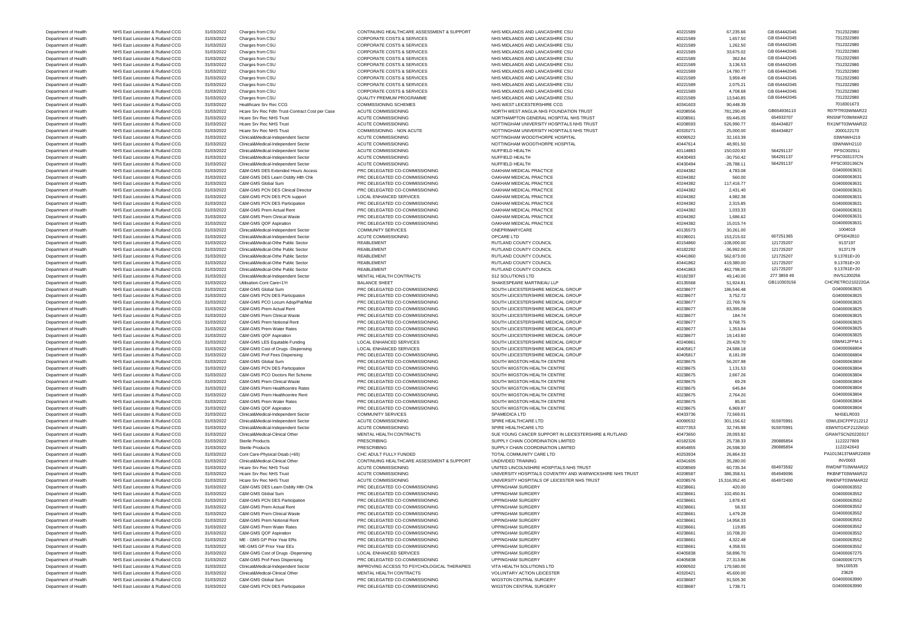| | | | | | | | | | |
|---|---|---|---|---|---|---|---|---|---|
| Department of Health | NHS East Leicester & Rutland CCG | 31/03/2022 | Charges from CSU | CONTINUING HEALTHCARE ASSESSMENT & SUPPORT | NHS MIDLANDS AND LANCASHIRE CSU | 40221589 | 67,235.66 | GB 654442045 | 7312322980 |
| Department of Health | NHS East Leicester & Rutland CCG | 31/03/2022 | Charges from CSU | CORPORATE COSTS & SERVICES | NHS MIDLANDS AND LANCASHIRE CSU | 40221589 | 1,657.50 | GB 654442045 | 7312322980 |
| Department of Health | NHS East Leicester & Rutland CCG | 31/03/2022 | Charges from CSU | CORPORATE COSTS & SERVICES | NHS MIDLANDS AND LANCASHIRE CSU | 40221589 | 1,262.50 | GB 654442045 | 7312322980 |
| Department of Health | NHS East Leicester & Rutland CCG | 31/03/2022 | Charges from CSU | CORPORATE COSTS & SERVICES | NHS MIDLANDS AND LANCASHIRE CSU | 40221589 | 33,675.02 | GB 654442045 | 7312322980 |
| Department of Health | NHS East Leicester & Rutland CCG | 31/03/2022 | Charges from CSU | CORPORATE COSTS & SERVICES | NHS MIDLANDS AND LANCASHIRE CSU | 40221589 | 362.84 | GB 654442045 | 7312322980 |
| Department of Health | NHS East Leicester & Rutland CCG | 31/03/2022 | Charges from CSU | CORPORATE COSTS & SERVICES | NHS MIDLANDS AND LANCASHIRE CSU | 40221589 | 3,136.53 | GB 654442045 | 7312322980 |
| Department of Health | NHS East Leicester & Rutland CCG | 31/03/2022 | Charges from CSU | CORPORATE COSTS & SERVICES | NHS MIDLANDS AND LANCASHIRE CSU | 40221589 | 14,780.77 | GB 654442045 | 7312322980 |
| Department of Health | NHS East Leicester & Rutland CCG | 31/03/2022 | Charges from CSU | CORPORATE COSTS & SERVICES | NHS MIDLANDS AND LANCASHIRE CSU | 40221589 | 3,959.49 | GB 654442045 | 7312322980 |
| Department of Health | NHS East Leicester & Rutland CCG | 31/03/2022 | Charges from CSU | CORPORATE COSTS & SERVICES | NHS MIDLANDS AND LANCASHIRE CSU | 40221589 | 2,075.21 | GB 654442045 | 7312322980 |
| Department of Health | NHS East Leicester & Rutland CCG | 31/03/2022 | Charges from CSU | CORPORATE COSTS & SERVICES | NHS MIDLANDS AND LANCASHIRE CSU | 40221589 | 4,708.68 | GB 654442045 | 7312322980 |
| Department of Health | NHS East Leicester & Rutland CCG | 31/03/2022 | Charges from CSU | QUALITY PREMIUM PROGRAMME | NHS MIDLANDS AND LANCASHIRE CSU | 40221589 | 13,540.85 | GB 654442045 | 7312322980 |
| Department of Health | NHS East Leicester & Rutland CCG | 31/03/2022 | Healthcare Srv Rec CCG | COMMISSIONING SCHEMES | NHS WEST LEICESTERSHIRE CCG | 40341603 | 90,448.39 | | 7018301673 |
| Department of Health | NHS East Leicester & Rutland CCG | 31/03/2022 | Hcare Srv Rec Fdtn Trust-Contract Cost per Case | ACUTE COMMISSIONING | NORTH WEST ANGLIA NHS FOUNDATION TRUST | 40208556 | 781,290.49 | GB654936110 | R07FTR03WMAR22 |
| Department of Health | NHS East Leicester & Rutland CCG | 31/03/2022 | Hcare Srv Rec NHS Trust | ACUTE COMMISSIONING | NORTHAMPTON GENERAL HOSPITAL NHS TRUST | 40208561 | 69,445.05 | 654933707 | RNSNFT03WMAR22 |
| Department of Health | NHS East Leicester & Rutland CCG | 31/03/2022 | Hcare Srv Rec NHS Trust | ACUTE COMMISSIONING | NOTTINGHAM UNIVERSITY HOSPITALS NHS TRUST | 40208593 | 526,990.77 | 654434827 | RX1NFT03WMAR22 |
| Department of Health | NHS East Leicester & Rutland CCG | 31/03/2022 | Hcare Srv Rec NHS Trust | COMMISSIONING - NON ACUTE | NOTTINGHAM UNIVERSITY HOSPITALS NHS TRUST | 40320271 | 25,000.00 | 654434827 | 2000122170 |
| Department of Health | NHS East Leicester & Rutland CCG | 31/03/2022 | Clinical&Medical-Independent Sector | ACUTE COMMISSIONING | NOTTINGHAM WOODTHORPE HOSPITAL | 40090522 | 32,163.39 | | 03WNWH219 |
| Department of Health | NHS East Leicester & Rutland CCG | 31/03/2022 | Clinical&Medical-Independent Sector | ACUTE COMMISSIONING | NOTTINGHAM WOODTHORPE HOSPITAL | 40447614 | 48,901.50 | | 03WNWH2110 |
| Department of Health | NHS East Leicester & Rutland CCG | 31/03/2022 | Clinical&Medical-Independent Sector | ACUTE COMMISSIONING | NUFFIELD HEALTH | 40114883 | 150,020.93 | 564291137 | FPSC002911 |
| Department of Health | NHS East Leicester & Rutland CCG | 31/03/2022 | Clinical&Medical-Independent Sector | ACUTE COMMISSIONING | NUFFIELD HEALTH | 40430493 | -30,750.42 | 564291137 | FPSC003137CN |
| Department of Health | NHS East Leicester & Rutland CCG | 31/03/2022 | Clinical&Medical-Independent Sector | ACUTE COMMISSIONING | NUFFIELD HEALTH | 40430494 | -28,788.11 | 564291137 | FPSC003136CN |
| Department of Health | NHS East Leicester & Rutland CCG | 31/03/2022 | C&M-GMS DES Extended Hours Access | PRC DELEGATED CO-COMMISSIONING | OAKHAM MEDICAL PRACTICE | 40244382 | 4,783.08 | | G04000063631 |
| Department of Health | NHS East Leicester & Rutland CCG | 31/03/2022 | C&M-GMS DES Learn Dsblty Hlth Chk | PRC DELEGATED CO-COMMISSIONING | OAKHAM MEDICAL PRACTICE | 40244382 | 560.00 | | G04000063631 |
| Department of Health | NHS East Leicester & Rutland CCG | 31/03/2022 | C&M-GMS Global Sum | PRC DELEGATED CO-COMMISSIONING | OAKHAM MEDICAL PRACTICE | 40244382 | 117,416.77 | | G04000063631 |
| Department of Health | NHS East Leicester & Rutland CCG | 31/03/2022 | C&M-GMS PCN DES Clinical Director | PRC DELEGATED CO-COMMISSIONING | OAKHAM MEDICAL PRACTICE | 40244382 | 2,431.40 | | G04000063631 |
| Department of Health | NHS East Leicester & Rutland CCG | 31/03/2022 | C&M-GMS PCN DES PCN support | LOCAL ENHANCED SERVICES | OAKHAM MEDICAL PRACTICE | 40244382 | 4,982.38 | | G04000063631 |
| Department of Health | NHS East Leicester & Rutland CCG | 31/03/2022 | C&M-GMS PCN DES Participation | PRC DELEGATED CO-COMMISSIONING | OAKHAM MEDICAL PRACTICE | 40244382 | 2,315.85 | | G04000063631 |
| Department of Health | NHS East Leicester & Rutland CCG | 31/03/2022 | C&M-GMS Prem Actual Rent | PRC DELEGATED CO-COMMISSIONING | OAKHAM MEDICAL PRACTICE | 40244382 | 1,033.33 | | G04000063631 |
| Department of Health | NHS East Leicester & Rutland CCG | 31/03/2022 | C&M-GMS Prem Clinical Waste | PRC DELEGATED CO-COMMISSIONING | OAKHAM MEDICAL PRACTICE | 40244382 | 1,686.62 | | G04000063631 |
| Department of Health | NHS East Leicester & Rutland CCG | 31/03/2022 | C&M-GMS QOF Aspiration | PRC DELEGATED CO-COMMISSIONING | OAKHAM MEDICAL PRACTICE | 40244382 | 15,015.74 | | G04000063631 |
| Department of Health | NHS East Leicester & Rutland CCG | 31/03/2022 | Clinical&Medical-Independent Sector | COMMUNITY SERVICES | ONEPRIMARYCARE | 40135573 | 30,261.00 | | 1004019 |
| Department of Health | NHS East Leicester & Rutland CCG | 31/03/2022 | Clinical&Medical-Independent Sector | ACUTE COMMISSIONING | OPCARE LTD | 40196021 | 153,215.02 | 607251365 | OPSI042810 |
| Department of Health | NHS East Leicester & Rutland CCG | 31/03/2022 | Clinical&Medical-Othe Public Sector | REABLEMENT | RUTLAND COUNTY COUNCIL | 40154860 | -108,000.00 | 121725207 | 9137197 |
| Department of Health | NHS East Leicester & Rutland CCG | 31/03/2022 | Clinical&Medical-Othe Public Sector | REABLEMENT | RUTLAND COUNTY COUNCIL | 40182292 | -36,992.00 | 121725207 | 9137179 |
| Department of Health | NHS East Leicester & Rutland CCG | 31/03/2022 | Clinical&Medical-Othe Public Sector | REABLEMENT | RUTLAND COUNTY COUNCIL | 40441860 | 562,873.00 | 121725207 | 9.13781E+20 |
| Department of Health | NHS East Leicester & Rutland CCG | 31/03/2022 | Clinical&Medical-Othe Public Sector | REABLEMENT | RUTLAND COUNTY COUNCIL | 40441862 | 419,380.00 | 121725207 | 9.13781E+20 |
| Department of Health | NHS East Leicester & Rutland CCG | 31/03/2022 | Clinical&Medical-Othe Public Sector | REABLEMENT | RUTLAND COUNTY COUNCIL | 40441863 | 462,798.00 | 121725207 | 9.13781E+20 |
| Department of Health | NHS East Leicester & Rutland CCG | 31/03/2022 | Clinical&Medical-Independent Sector | MENTAL HEALTH CONTRACTS | S12 SOLUTIONS LTD | 40182397 | 49,140.00 | 277 3859 49 | INVS1200256 |
| Department of Health | NHS East Leicester & Rutland CCG | 31/03/2022 | Utilisation-Cont Care<1Yr | BALANCE SHEET | SHAKESPEARE MARTINEAU LLP | 40135568 | 51,924.81 | GB110303156 | CHCRETRO210222GA |
| Department of Health | NHS East Leicester & Rutland CCG | 31/03/2022 | C&M-GMS Global Sum | PRC DELEGATED CO-COMMISSIONING | SOUTH LEICESTERSHIRE MEDICAL GROUP | 40238677 | 186,546.48 | | G04000063825 |
| Department of Health | NHS East Leicester & Rutland CCG | 31/03/2022 | C&M-GMS PCN DES Participation | PRC DELEGATED CO-COMMISSIONING | SOUTH LEICESTERSHIRE MEDICAL GROUP | 40238677 | 3,752.72 | | G04000063825 |
| Department of Health | NHS East Leicester & Rutland CCG | 31/03/2022 | C&M-GMS PCO Locum Adop/Pat/Mat | PRC DELEGATED CO-COMMISSIONING | SOUTH LEICESTERSHIRE MEDICAL GROUP | 40238677 | 22,769.76 | | G04000063825 |
| Department of Health | NHS East Leicester & Rutland CCG | 31/03/2022 | C&M-GMS Prem Actual Rent | PRC DELEGATED CO-COMMISSIONING | SOUTH LEICESTERSHIRE MEDICAL GROUP | 40238677 | 83,395.08 | | G04000063825 |
| Department of Health | NHS East Leicester & Rutland CCG | 31/03/2022 | C&M-GMS Prem Clinical Waste | PRC DELEGATED CO-COMMISSIONING | SOUTH LEICESTERSHIRE MEDICAL GROUP | 40238677 | 184.74 | | G04000063825 |
| Department of Health | NHS East Leicester & Rutland CCG | 31/03/2022 | C&M-GMS Prem Notional Rent | PRC DELEGATED CO-COMMISSIONING | SOUTH LEICESTERSHIRE MEDICAL GROUP | 40238677 | 9,768.75 | | G04000063825 |
| Department of Health | NHS East Leicester & Rutland CCG | 31/03/2022 | C&M-GMS Prem Water Rates | PRC DELEGATED CO-COMMISSIONING | SOUTH LEICESTERSHIRE MEDICAL GROUP | 40238677 | 1,353.84 | | G04000063825 |
| Department of Health | NHS East Leicester & Rutland CCG | 31/03/2022 | C&M-GMS QOF Aspiration | PRC DELEGATED CO-COMMISSIONING | SOUTH LEICESTERSHIRE MEDICAL GROUP | 40238677 | 19,143.60 | | G04000063825 |
| Department of Health | NHS East Leicester & Rutland CCG | 31/03/2022 | C&M-GMS LES Equitable Funding | LOCAL ENHANCED SERVICES | SOUTH LEICESTERSHIRE MEDICAL GROUP | 40240861 | 29,428.70 | | 03WM12FFM-1 |
| Department of Health | NHS East Leicester & Rutland CCG | 31/03/2022 | C&M-GMS Cost of Drugs -Dispensing | LOCAL ENHANCED SERVICES | SOUTH LEICESTERSHIRE MEDICAL GROUP | 40405817 | 24,588.18 | | G04000066804 |
| Department of Health | NHS East Leicester & Rutland CCG | 31/03/2022 | C&M-GMS Prof Fees Dispensing | PRC DELEGATED CO-COMMISSIONING | SOUTH LEICESTERSHIRE MEDICAL GROUP | 40405817 | 8,181.09 | | G04000066804 |
| Department of Health | NHS East Leicester & Rutland CCG | 31/03/2022 | C&M-GMS Global Sum | PRC DELEGATED CO-COMMISSIONING | SOUTH WIGSTON HEALTH CENTRE | 40238675 | 56,207.98 | | G04000063804 |
| Department of Health | NHS East Leicester & Rutland CCG | 31/03/2022 | C&M-GMS PCN DES Participation | PRC DELEGATED CO-COMMISSIONING | SOUTH WIGSTON HEALTH CENTRE | 40238675 | 1,131.53 | | G04000063804 |
| Department of Health | NHS East Leicester & Rutland CCG | 31/03/2022 | C&M-GMS PCO Doctors Ret Scheme | PRC DELEGATED CO-COMMISSIONING | SOUTH WIGSTON HEALTH CENTRE | 40238675 | 2,667.26 | | G04000063804 |
| Department of Health | NHS East Leicester & Rutland CCG | 31/03/2022 | C&M-GMS Prem Clinical Waste | PRC DELEGATED CO-COMMISSIONING | SOUTH WIGSTON HEALTH CENTRE | 40238675 | 69.29 | | G04000063804 |
| Department of Health | NHS East Leicester & Rutland CCG | 31/03/2022 | C&M-GMS Prem Healthcentre Rates | PRC DELEGATED CO-COMMISSIONING | SOUTH WIGSTON HEALTH CENTRE | 40238675 | 645.84 | | G04000063804 |
| Department of Health | NHS East Leicester & Rutland CCG | 31/03/2022 | C&M-GMS Prem Healthcentre Rent | PRC DELEGATED CO-COMMISSIONING | SOUTH WIGSTON HEALTH CENTRE | 40238675 | 2,764.20 | | G04000063804 |
| Department of Health | NHS East Leicester & Rutland CCG | 31/03/2022 | C&M-GMS Prem Water Rates | PRC DELEGATED CO-COMMISSIONING | SOUTH WIGSTON HEALTH CENTRE | 40238675 | 85.00 | | G04000063804 |
| Department of Health | NHS East Leicester & Rutland CCG | 31/03/2022 | C&M-GMS QOF Aspiration | PRC DELEGATED CO-COMMISSIONING | SOUTH WIGSTON HEALTH CENTRE | 40238675 | 6,969.87 | | G04000063804 |
| Department of Health | NHS East Leicester & Rutland CCG | 31/03/2022 | Clinical&Medical-Independent Sector | COMMUNITY SERVICES | SPAMEDICA LTD | 40433736 | 72,569.01 | | NHSELR033 |
| Department of Health | NHS East Leicester & Rutland CCG | 31/03/2022 | Clinical&Medical-Independent Sector | ACUTE COMMISSIONING | SPIRE HEALTHCARE LTD | 40090532 | 301,156.62 | 915970991 | 03WLEIICFPF212212 |
| Department of Health | NHS East Leicester & Rutland CCG | 31/03/2022 | Clinical&Medical-Independent Sector | ACUTE COMMISSIONING | SPIRE HEALTHCARE LTD | 40377353 | 32,745.98 | 915970991 | 03WNTGICF2122M10 |
| Department of Health | NHS East Leicester & Rutland CCG | 31/03/2022 | Clinical&Medical-Clinical Other | MENTAL HEALTH CONTRACTS | SUE YOUNG CANCER SUPPORT IN LEICESTERSHIRE & RUTLAND | 40473650 | 28,093.92 | | GRANTSCN20220317 |
| Department of Health | NHS East Leicester & Rutland CCG | 31/03/2022 | Sterile Products | PRESCRIBING | SUPPLY CHAIN COORDINATION LIMITED | 40182326 | 25,738.33 | 290885854 | 1122227809 |
| Department of Health | NHS East Leicester & Rutland CCG | 31/03/2022 | Sterile Products | PRESCRIBING | SUPPLY CHAIN COORDINATION LIMITED | 40454855 | 26,598.30 | 290885854 | 1122242643 |
| Department of Health | NHS East Leicester & Rutland CCG | 31/03/2022 | Cont Care-Physical Disab (<65) | CHC ADULT FULLY FUNDED | TOTAL COMMUNITY CARE LTD | 40253934 | 26,864.33 | | PA10134137MAR22459 |
| Department of Health | NHS East Leicester & Rutland CCG | 31/03/2022 | Clinical&Medical-Clinical Other | CONTINUING HEALTHCARE ASSESSMENT & SUPPORT | UNDIVIDED TRAINING | 40341605 | 35,280.00 | | INV0003 |
| Department of Health | NHS East Leicester & Rutland CCG | 31/03/2022 | Hcare Srv Rec NHS Trust | ACUTE COMMISSIONING | UNITED LINCOLNSHIRE HOSPITALS NHS TRUST | 40208569 | 60,735.34 | 654973592 | RWDNFT03WMAR22 |
| Department of Health | NHS East Leicester & Rutland CCG | 31/03/2022 | Hcare Srv Rec NHS Trust | ACUTE COMMISSIONING | UNIVERSITY HOSPITALS COVENTRY AND WARWICKSHIRE NHS TRUST | 40208587 | 386,358.51 | 654949096 | RKBNFT03WMAR22 |
| Department of Health | NHS East Leicester & Rutland CCG | 31/03/2022 | Hcare Srv Rec NHS Trust | ACUTE COMMISSIONING | UNIVERSITY HOSPITALS OF LEICESTER NHS TRUST | 40208576 | 15,316,952.40 | 654972400 | RWENFT03WMAR22 |
| Department of Health | NHS East Leicester & Rutland CCG | 31/03/2022 | C&M-GMS DES Learn Dsblty Hlth Chk | PRC DELEGATED CO-COMMISSIONING | UPPINGHAM SURGERY | 40238661 | 420.00 | | G04000063552 |
| Department of Health | NHS East Leicester & Rutland CCG | 31/03/2022 | C&M-GMS Global Sum | PRC DELEGATED CO-COMMISSIONING | UPPINGHAM SURGERY | 40238661 | 102,450.91 | | G04000063552 |
| Department of Health | NHS East Leicester & Rutland CCG | 31/03/2022 | C&M-GMS PCN DES Participation | PRC DELEGATED CO-COMMISSIONING | UPPINGHAM SURGERY | 40238661 | 1,878.43 | | G04000063552 |
| Department of Health | NHS East Leicester & Rutland CCG | 31/03/2022 | C&M-GMS Prem Actual Rent | PRC DELEGATED CO-COMMISSIONING | UPPINGHAM SURGERY | 40238661 | 58.33 | | G04000063552 |
| Department of Health | NHS East Leicester & Rutland CCG | 31/03/2022 | C&M-GMS Prem Clinical Waste | PRC DELEGATED CO-COMMISSIONING | UPPINGHAM SURGERY | 40238661 | 1,479.28 | | G04000063552 |
| Department of Health | NHS East Leicester & Rutland CCG | 31/03/2022 | C&M-GMS Prem Notional Rent | PRC DELEGATED CO-COMMISSIONING | UPPINGHAM SURGERY | 40238661 | 14,958.33 | | G04000063552 |
| Department of Health | NHS East Leicester & Rutland CCG | 31/03/2022 | C&M-GMS Prem Water Rates | PRC DELEGATED CO-COMMISSIONING | UPPINGHAM SURGERY | 40238661 | 119.85 | | G04000063552 |
| Department of Health | NHS East Leicester & Rutland CCG | 31/03/2022 | C&M-GMS QOF Aspiration | PRC DELEGATED CO-COMMISSIONING | UPPINGHAM SURGERY | 40238661 | 10,708.20 | | G04000063552 |
| Department of Health | NHS East Leicester & Rutland CCG | 31/03/2022 | ME - GMS GP Prior Year ERs | PRC DELEGATED CO-COMMISSIONING | UPPINGHAM SURGERY | 40238661 | 4,322.48 | | G04000063552 |
| Department of Health | NHS East Leicester & Rutland CCG | 31/03/2022 | ME-GMS GP Prior Year EEs | PRC DELEGATED CO-COMMISSIONING | UPPINGHAM SURGERY | 40238661 | 4,358.55 | | G04000063552 |
| Department of Health | NHS East Leicester & Rutland CCG | 31/03/2022 | C&M-GMS Cost of Drugs -Dispensing | LOCAL ENHANCED SERVICES | UPPINGHAM SURGERY | 40405838 | 58,896.70 | | G04000067275 |
| Department of Health | NHS East Leicester & Rutland CCG | 31/03/2022 | C&M-GMS Prof Fees Dispensing | PRC DELEGATED CO-COMMISSIONING | UPPINGHAM SURGERY | 40405838 | 27,313.86 | | G04000067275 |
| Department of Health | NHS East Leicester & Rutland CCG | 31/03/2022 | Clinical&Medical-Independent Sector | IMPROVING ACCESS TO PSYCHOLOGICAL THERAPIES | VITA HEALTH SOLUTIONS LTD | 40090502 | 179,580.00 | | SIN100535 |
| Department of Health | NHS East Leicester & Rutland CCG | 31/03/2022 | Clinical&Medical-Clinical Other | MENTAL HEALTH CONTRACTS | VOLUNTARY ACTION LEICESTER | 40320421 | 45,600.00 | | 23629 |
| Department of Health | NHS East Leicester & Rutland CCG | 31/03/2022 | C&M-GMS Global Sum | PRC DELEGATED CO-COMMISSIONING | WIGSTON CENTRAL SURGERY | 40238687 | 91,505.30 | | G04000063990 |
| Department of Health | NHS East Leicester & Rutland CCG | 31/03/2022 | C&M-GMS PCN DES Participation | PRC DELEGATED CO-COMMISSIONING | WIGSTON CENTRAL SURGERY | 40238687 | 1,738.71 | | G04000063990 |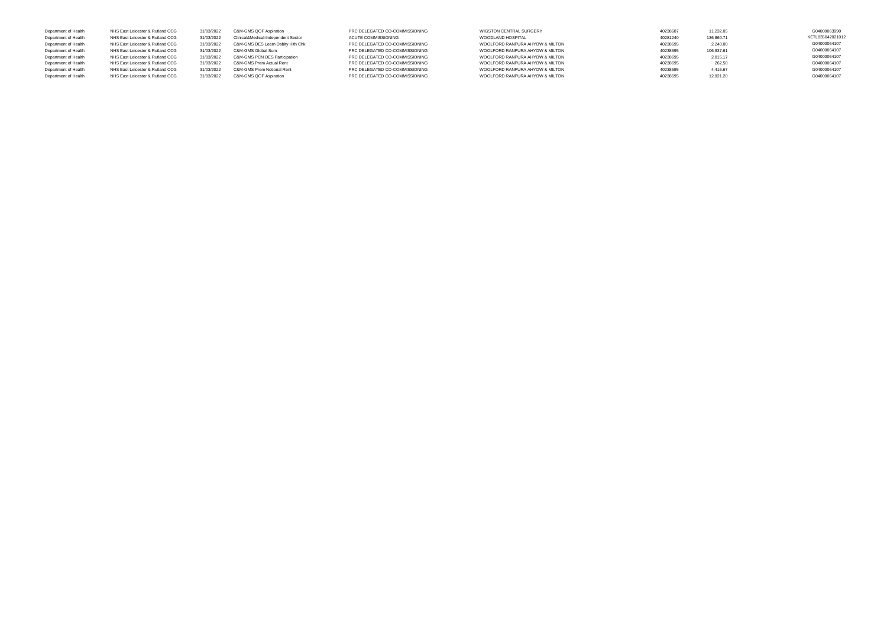| | | | | | | | | |
|---|---|---|---|---|---|---|---|---|
| Department of Health | NHS East Leicester & Rutland CCG | 31/03/2022 | C&M-GMS QOF Aspiration | PRC DELEGATED CO-COMMISSIONING | WIGSTON CENTRAL SURGERY | 40238687 | 11,232.05 | G04000063990 |
| Department of Health | NHS East Leicester & Rutland CCG | 31/03/2022 | Clinical&Medical-Independent Sector | ACUTE COMMISSIONING | WOODLAND HOSPITAL | 40281240 | 136,860.71 | KETL835042021012 |
| Department of Health | NHS East Leicester & Rutland CCG | 31/03/2022 | C&M-GMS DES Learn Dsblty Hlth Chk | PRC DELEGATED CO-COMMISSIONING | WOOLFORD RANPURA AHYOW & MILTON | 40238695 | 2,240.00 | G04000064107 |
| Department of Health | NHS East Leicester & Rutland CCG | 31/03/2022 | C&M-GMS Global Sum | PRC DELEGATED CO-COMMISSIONING | WOOLFORD RANPURA AHYOW & MILTON | 40238695 | 106,937.61 | G04000064107 |
| Department of Health | NHS East Leicester & Rutland CCG | 31/03/2022 | C&M-GMS PCN DES Participation | PRC DELEGATED CO-COMMISSIONING | WOOLFORD RANPURA AHYOW & MILTON | 40238695 | 2,015.17 | G04000064107 |
| Department of Health | NHS East Leicester & Rutland CCG | 31/03/2022 | C&M-GMS Prem Actual Rent | PRC DELEGATED CO-COMMISSIONING | WOOLFORD RANPURA AHYOW & MILTON | 40238695 | 262.50 | G04000064107 |
| Department of Health | NHS East Leicester & Rutland CCG | 31/03/2022 | C&M-GMS Prem Notional Rent | PRC DELEGATED CO-COMMISSIONING | WOOLFORD RANPURA AHYOW & MILTON | 40238695 | 4,416.67 | G04000064107 |
| Department of Health | NHS East Leicester & Rutland CCG | 31/03/2022 | C&M-GMS QOF Aspiration | PRC DELEGATED CO-COMMISSIONING | WOOLFORD RANPURA AHYOW & MILTON | 40238695 | 12,921.20 | G04000064107 |